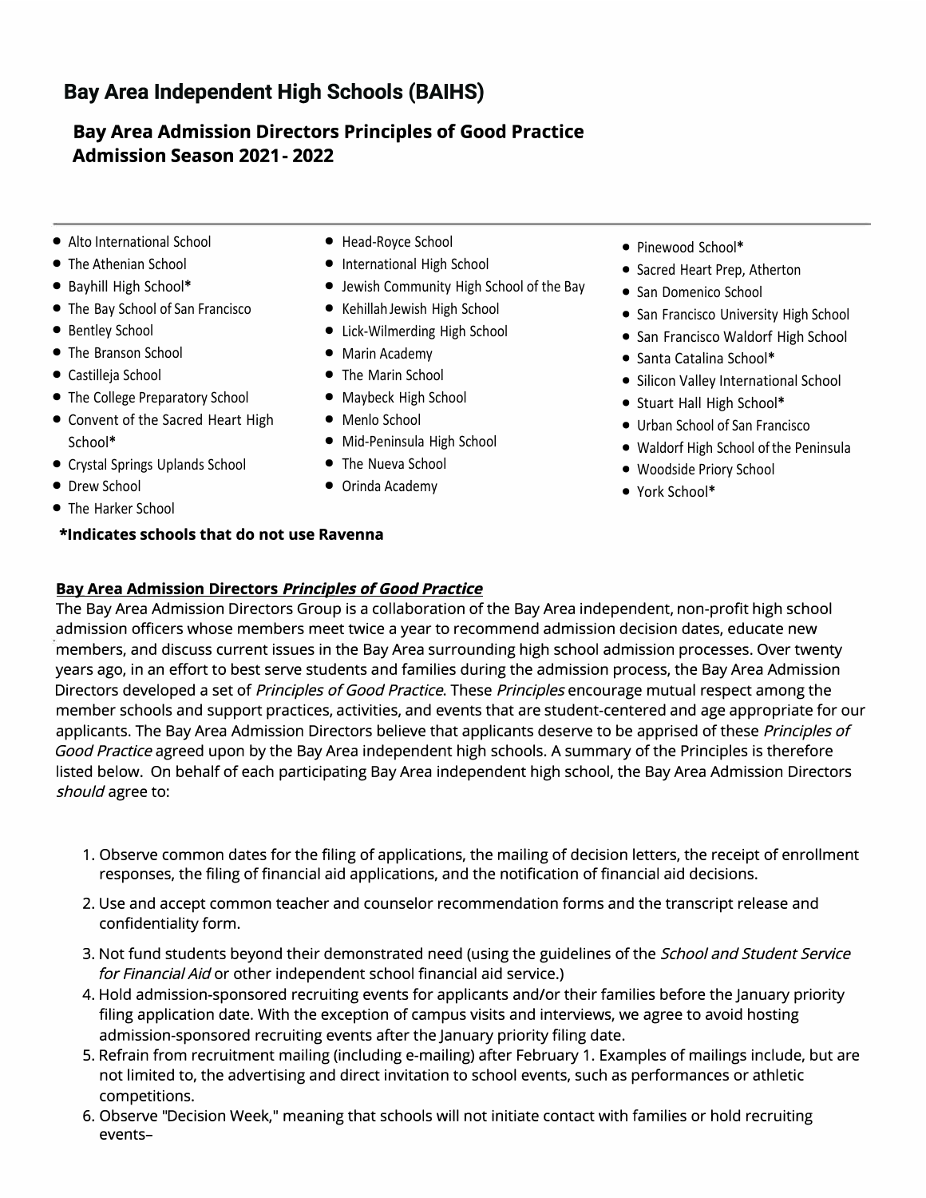# Bay Area Independent High Schools (BAIHS)

## Bay Area Admission Directors Principles of Good Practice
## Admission Season 2021 - 2022

---

- Alto International School
- The Athenian School
- Bayhill High School*
- The Bay School of San Francisco
- Bentley School
- The Branson School
- Castilleja School
- The College Preparatory School
- Convent of the Sacred Heart High School*
- Crystal Springs Uplands School
- Drew School
- The Harker School
- Head-Royce School
- International High School
- Jewish Community High School of the Bay
- Kehillah Jewish High School
- Lick-Wilmerding High School
- Marin Academy
- The Marin School
- Maybeck High School
- Menlo School
- Mid-Peninsula High School
- The Nueva School
- Orinda Academy
- Pinewood School*
- Sacred Heart Prep, Atherton
- San Domenico School
- San Francisco University High School
- San Francisco Waldorf High School
- Santa Catalina School*
- Silicon Valley International School
- Stuart Hall High School*
- Urban School of San Francisco
- Waldorf High School of the Peninsula
- Woodside Priory School
- York School*

**\*Indicates schools that do not use Ravenna**

**Bay Area Admission Directors *Principles of Good Practice***

The Bay Area Admission Directors Group is a collaboration of the Bay Area independent, non-profit high school admission officers whose members meet twice a year to recommend admission decision dates, educate new members, and discuss current issues in the Bay Area surrounding high school admission processes. Over twenty years ago, in an effort to best serve students and families during the admission process, the Bay Area Admission Directors developed a set of *Principles of Good Practice*. These *Principles* encourage mutual respect among the member schools and support practices, activities, and events that are student-centered and age appropriate for our applicants. The Bay Area Admission Directors believe that applicants deserve to be apprised of these *Principles of Good Practice* agreed upon by the Bay Area independent high schools. A summary of the Principles is therefore listed below. On behalf of each participating Bay Area independent high school, the Bay Area Admission Directors *should* agree to:

1. Observe common dates for the filing of applications, the mailing of decision letters, the receipt of enrollment responses, the filing of financial aid applications, and the notification of financial aid decisions.
2. Use and accept common teacher and counselor recommendation forms and the transcript release and confidentiality form.
3. Not fund students beyond their demonstrated need (using the guidelines of the *School and Student Service for Financial Aid* or other independent school financial aid service.)
4. Hold admission-sponsored recruiting events for applicants and/or their families before the January priority filing application date. With the exception of campus visits and interviews, we agree to avoid hosting admission-sponsored recruiting events after the January priority filing date.
5. Refrain from recruitment mailing (including e-mailing) after February 1. Examples of mailings include, but are not limited to, the advertising and direct invitation to school events, such as performances or athletic competitions.
6. Observe "Decision Week," meaning that schools will not initiate contact with families or hold recruiting events–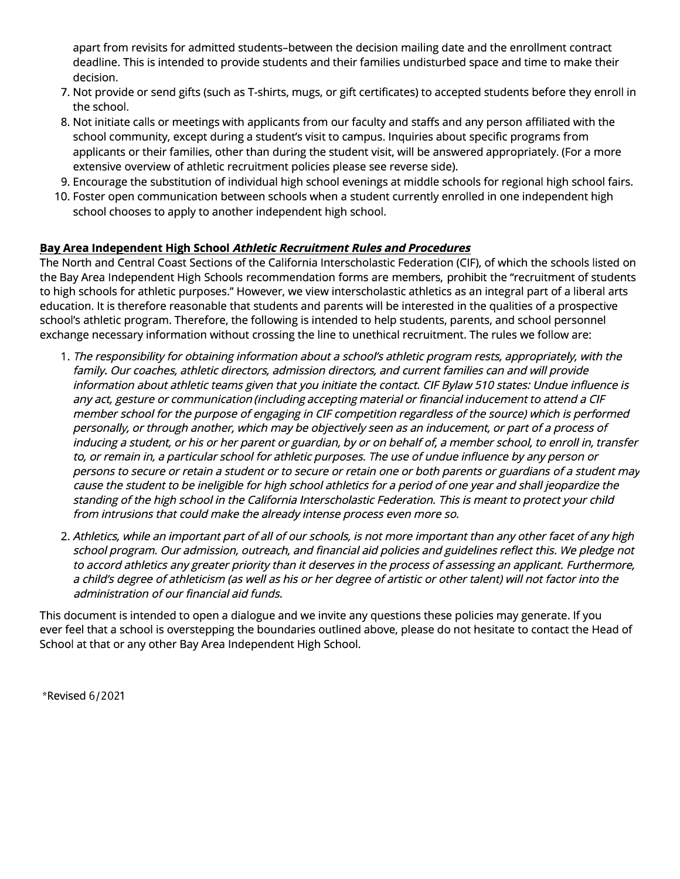apart from revisits for admitted students–between the decision mailing date and the enrollment contract deadline. This is intended to provide students and their families undisturbed space and time to make their decision.

7. Not provide or send gifts (such as T-shirts, mugs, or gift certificates) to accepted students before they enroll in the school.
8. Not initiate calls or meetings with applicants from our faculty and staffs and any person affiliated with the school community, except during a student's visit to campus. Inquiries about specific programs from applicants or their families, other than during the student visit, will be answered appropriately. (For a more extensive overview of athletic recruitment policies please see reverse side).
9. Encourage the substitution of individual high school evenings at middle schools for regional high school fairs.
10. Foster open communication between schools when a student currently enrolled in one independent high school chooses to apply to another independent high school.

**Bay Area Independent High School *Athletic Recruitment Rules and Procedures***

The North and Central Coast Sections of the California Interscholastic Federation (CIF), of which the schools listed on the Bay Area Independent High Schools recommendation forms are members, prohibit the "recruitment of students to high schools for athletic purposes." However, we view interscholastic athletics as an integral part of a liberal arts education. It is therefore reasonable that students and parents will be interested in the qualities of a prospective school's athletic program. Therefore, the following is intended to help students, parents, and school personnel exchange necessary information without crossing the line to unethical recruitment. The rules we follow are:

1. *The responsibility for obtaining information about a school's athletic program rests, appropriately, with the family. Our coaches, athletic directors, admission directors, and current families can and will provide information about athletic teams given that you initiate the contact. CIF Bylaw 510 states: Undue influence is any act, gesture or communication (including accepting material or financial inducement to attend a CIF member school for the purpose of engaging in CIF competition regardless of the source) which is performed personally, or through another, which may be objectively seen as an inducement, or part of a process of inducing a student, or his or her parent or guardian, by or on behalf of, a member school, to enroll in, transfer to, or remain in, a particular school for athletic purposes. The use of undue influence by any person or persons to secure or retain a student or to secure or retain one or both parents or guardians of a student may cause the student to be ineligible for high school athletics for a period of one year and shall jeopardize the standing of the high school in the California Interscholastic Federation. This is meant to protect your child from intrusions that could make the already intense process even more so.*

2. *Athletics, while an important part of all of our schools, is not more important than any other facet of any high school program. Our admission, outreach, and financial aid policies and guidelines reflect this. We pledge not to accord athletics any greater priority than it deserves in the process of assessing an applicant. Furthermore, a child's degree of athleticism (as well as his or her degree of artistic or other talent) will not factor into the administration of our financial aid funds.*

This document is intended to open a dialogue and we invite any questions these policies may generate. If you ever feel that a school is overstepping the boundaries outlined above, please do not hesitate to contact the Head of School at that or any other Bay Area Independent High School.

*Revised 6/2021